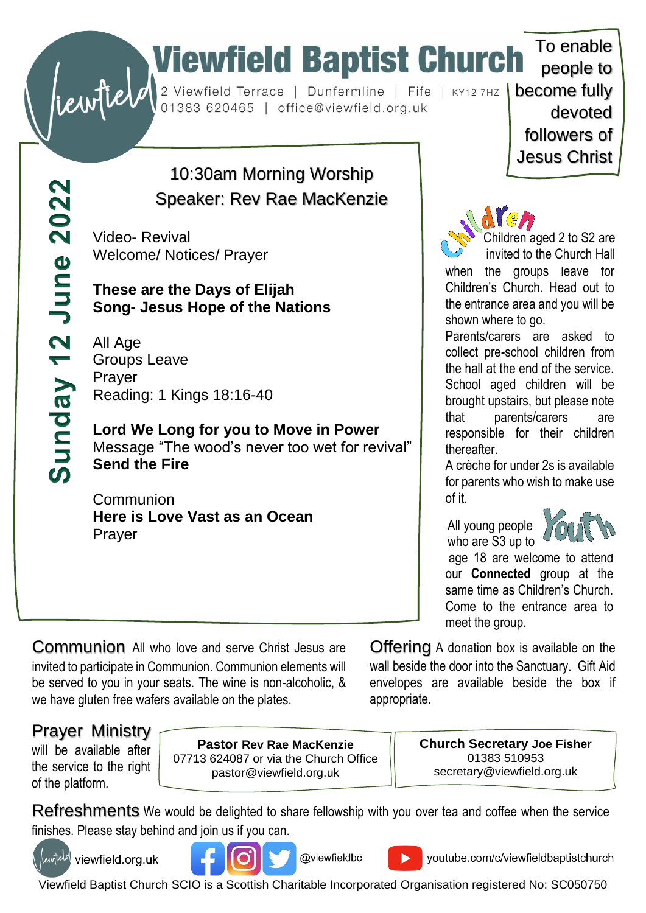# Viewfield Baptist Church

2 Viewfield Terrace | Dunfermline | Fife | KY12 7HZ
01383 620465 | office@viewfield.org.uk

To enable people to become fully devoted followers of Jesus Christ

## Sunday 12 June 2022

### 10:30am Morning Worship
### Speaker: Rev Rae MacKenzie

Video- Revival
Welcome/ Notices/ Prayer

**These are the Days of Elijah**
**Song- Jesus Hope of the Nations**

All Age
Groups Leave
Prayer
Reading: 1 Kings 18:16-40

**Lord We Long for you to Move in Power**
Message "The wood's never too wet for revival"
**Send the Fire**

Communion
**Here is Love Vast as an Ocean**
Prayer

### Children

Children aged 2 to S2 are invited to the Church Hall when the groups leave for Children's Church. Head out to the entrance area and you will be shown where to go.

Parents/carers are asked to collect pre-school children from the hall at the end of the service. School aged children will be brought upstairs, but please note that parents/carers are responsible for their children thereafter.

A crèche for under 2s is available for parents who wish to make use of it.

### Youth

All young people who are S3 up to age 18 are welcome to attend our **Connected** group at the same time as Children's Church. Come to the entrance area to meet the group.

**Communion** All who love and serve Christ Jesus are invited to participate in Communion. Communion elements will be served to you in your seats. The wine is non-alcoholic, & we have gluten free wafers available on the plates.

**Offering** A donation box is available on the wall beside the door into the Sanctuary. Gift Aid envelopes are available beside the box if appropriate.

**Prayer Ministry** will be available after the service to the right of the platform.

**Pastor Rev Rae MacKenzie**
07713 624087 or via the Church Office
pastor@viewfield.org.uk

**Church Secretary Joe Fisher**
01383 510953
secretary@viewfield.org.uk

**Refreshments** We would be delighted to share fellowship with you over tea and coffee when the service finishes. Please stay behind and join us if you can.

viewfield.org.uk | @viewfieldbc | youtube.com/c/viewfieldbaptistchurch

Viewfield Baptist Church SCIO is a Scottish Charitable Incorporated Organisation registered No: SC050750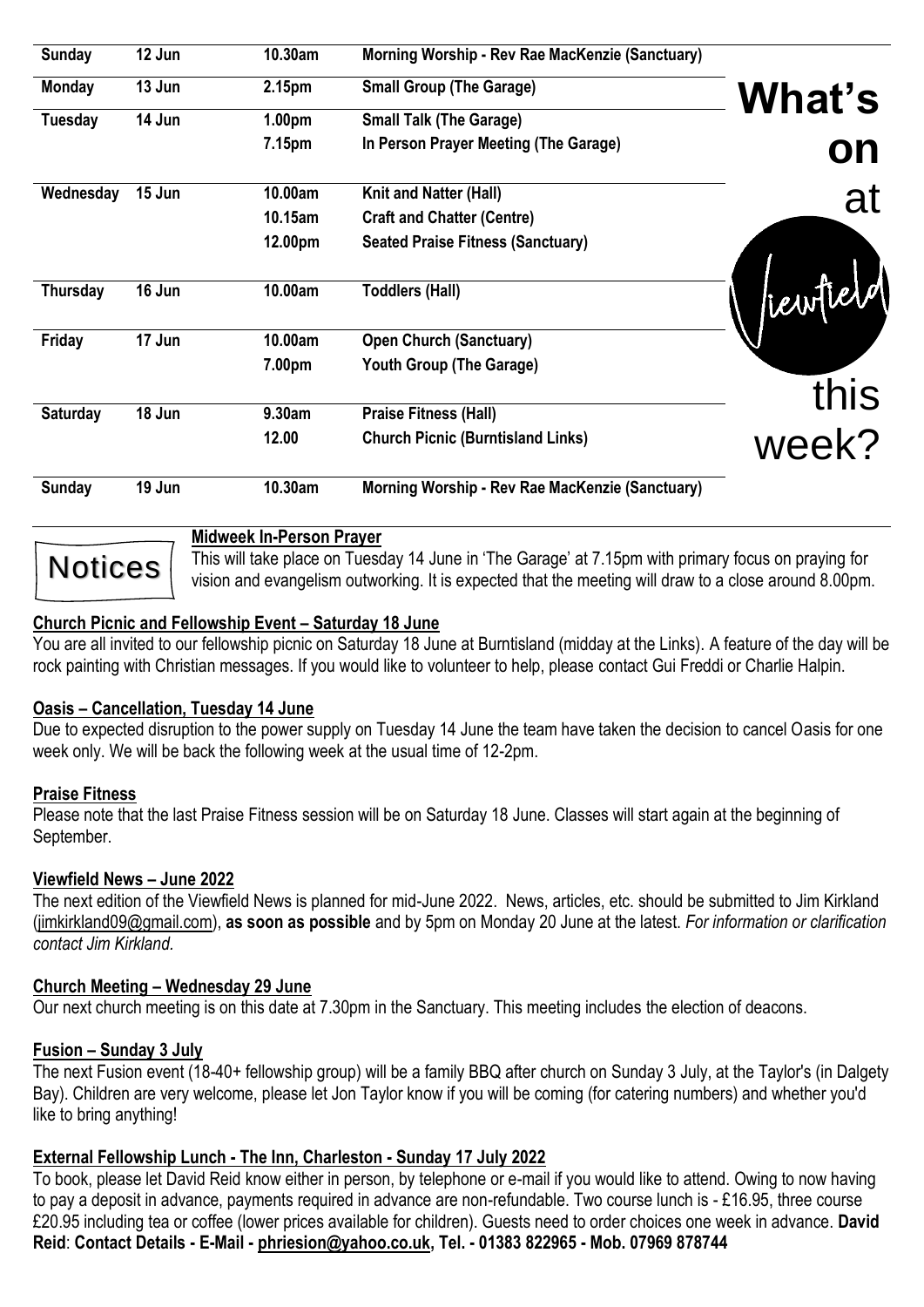| | | | |
|---|---|---|---|
| **Sunday** | **12 Jun** | **10.30am** | **Morning Worship - Rev Rae MacKenzie (Sanctuary)** |
| **Monday** | **13 Jun** | **2.15pm** | **Small Group (The Garage)** |
| **Tuesday** | **14 Jun** | **1.00pm** | **Small Talk (The Garage)** |
| | | **7.15pm** | **In Person Prayer Meeting (The Garage)** |
| **Wednesday** | **15 Jun** | **10.00am** | **Knit and Natter (Hall)** |
| | | **10.15am** | **Craft and Chatter (Centre)** |
| | | **12.00pm** | **Seated Praise Fitness (Sanctuary)** |
| **Thursday** | **16 Jun** | **10.00am** | **Toddlers (Hall)** |
| **Friday** | **17 Jun** | **10.00am** | **Open Church (Sanctuary)** |
| | | **7.00pm** | **Youth Group (The Garage)** |
| **Saturday** | **18 Jun** | **9.30am** | **Praise Fitness (Hall)** |
| | | **12.00** | **Church Picnic (Burntisland Links)** |
| **Sunday** | **19 Jun** | **10.30am** | **Morning Worship - Rev Rae MacKenzie (Sanctuary)** |

**What's on** at Viewfield this week?

# Notices

**Midweek In-Person Prayer**

This will take place on Tuesday 14 June in 'The Garage' at 7.15pm with primary focus on praying for vision and evangelism outworking. It is expected that the meeting will draw to a close around 8.00pm.

**Church Picnic and Fellowship Event – Saturday 18 June**

You are all invited to our fellowship picnic on Saturday 18 June at Burntisland (midday at the Links). A feature of the day will be rock painting with Christian messages. If you would like to volunteer to help, please contact Gui Freddi or Charlie Halpin.

**Oasis – Cancellation, Tuesday 14 June**

Due to expected disruption to the power supply on Tuesday 14 June the team have taken the decision to cancel Oasis for one week only. We will be back the following week at the usual time of 12-2pm.

**Praise Fitness**

Please note that the last Praise Fitness session will be on Saturday 18 June. Classes will start again at the beginning of September.

**Viewfield News – June 2022**

The next edition of the Viewfield News is planned for mid-June 2022. News, articles, etc. should be submitted to Jim Kirkland (jimkirkland09@gmail.com), **as soon as possible** and by 5pm on Monday 20 June at the latest. *For information or clarification contact Jim Kirkland.*

**Church Meeting – Wednesday 29 June**

Our next church meeting is on this date at 7.30pm in the Sanctuary. This meeting includes the election of deacons.

**Fusion – Sunday 3 July**

The next Fusion event (18-40+ fellowship group) will be a family BBQ after church on Sunday 3 July, at the Taylor's (in Dalgety Bay). Children are very welcome, please let Jon Taylor know if you will be coming (for catering numbers) and whether you'd like to bring anything!

**External Fellowship Lunch - The Inn, Charleston - Sunday 17 July 2022**

To book, please let David Reid know either in person, by telephone or e-mail if you would like to attend. Owing to now having to pay a deposit in advance, payments required in advance are non-refundable. Two course lunch is - £16.95, three course £20.95 including tea or coffee (lower prices available for children). Guests need to order choices one week in advance. **David Reid**: **Contact Details - E-Mail - phriesion@yahoo.co.uk, Tel. - 01383 822965 - Mob. 07969 878744**